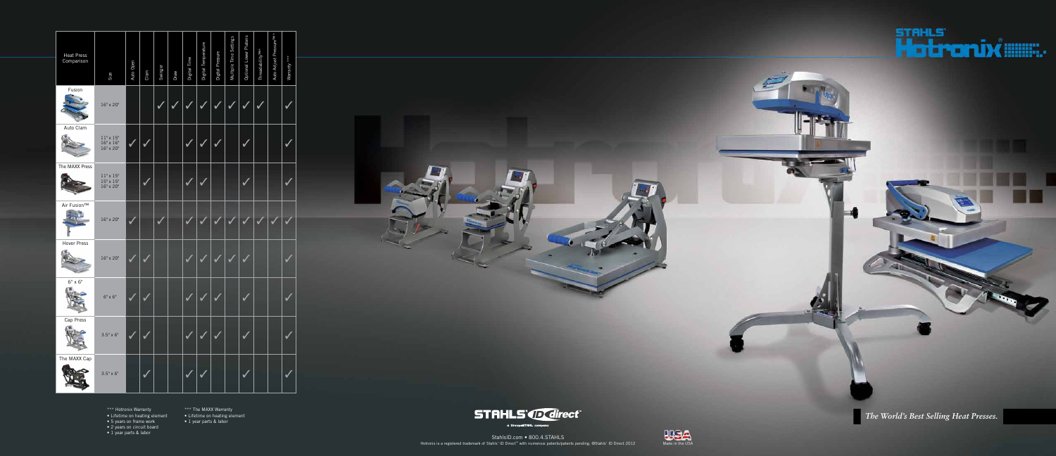| Heat Press Comparison | Size | Auto Open | Clam | Swinger | Draw | Digital Time | Digital Temperature | Digital Pressure | Multiple Time Settings | Optional Lower Platens | Threadability™ | Auto Adjust Pressure™ | Warranty *** |
|---|---|---|---|---|---|---|---|---|---|---|---|---|---|
| Fusion | 16" x 20" | | | ✓ | ✓ | ✓ | ✓ | ✓ | ✓ | ✓ | ✓ | | ✓ |
| Auto Clam | 11" x 15"<br>16" x 16"<br>16" x 20" | ✓ | ✓ | | | ✓ | ✓ | ✓ | | ✓ | | | ✓ |
| The MAXX Press | 11" x 15"<br>15" x 15"<br>16" x 20" | | ✓ | | | ✓ | ✓ | | | ✓ | | | ✓ |
| Air Fusion™ | 16" x 20" | ✓ | | ✓ | | ✓ | ✓ | ✓ | ✓ | ✓ | ✓ | ✓ | ✓ |
| Hover Press | 16" x 20" | ✓ | ✓ | | | ✓ | ✓ | ✓ | ✓ | ✓ | | | ✓ |
| 6" x 6" | 6" x 6" | ✓ | ✓ | | | ✓ | ✓ | ✓ | | ✓ | | | ✓ |
| Cap Press | 3.5" x 6" | ✓ | ✓ | | | ✓ | ✓ | ✓ | | ✓ | | | ✓ |
| The MAXX Cap | 3.5" x 6" | | ✓ | | | ✓ | ✓ | | | ✓ | | | ✓ |

*** Hotronix Warranty
- Lifetime on heating element
- 5 years on frame work
- 2 years on circuit board
- 1 year parts & labor

*** The MAXX Warranty
- Lifetime on heating element
- 1 year parts & labor

STAHLS' ID direct
a GroupeSTAHL company

StahlsID.com • 800.4.STAHLS

Hotronix is a registered trademark of Stahls' ID Direct™ with numerous patents/patents pending. ©Stahls' ID Direct 2012

Made in the USA

STAHLS' Hotronix®

*The World's Best Selling Heat Presses.*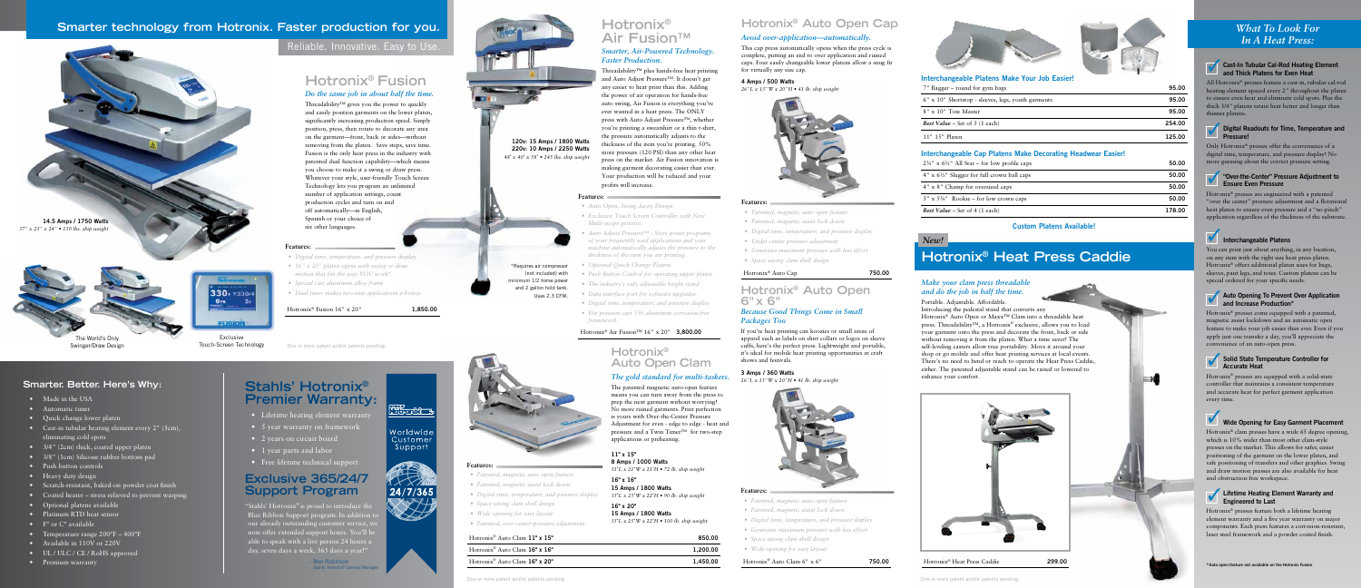## Smarter technology from Hotronix. Faster production for you.

Reliable. Innovative. Easy to Use.

# Hotronix® Fusion

*Do the same job in about half the time.*

Threadability™ gives you the power to quickly and easily position garments on the lower platen, significantly increasing production speed. Simply position, press, then rotate to decorate any area on the garment—front, back or sides—without removing from the platen. Save steps, save time. Fusion is the only heat press in the industry with patented dual function capability—which means you choose to make it a swing or draw press. Whatever your style, user-friendly Touch Screen Technology lets you program an unlimited number of application settings, count production cycles and turn on and off automatically—in English, Spanish or your choice of six other languages.

**14.5 Amps / 1750 Watts**
37" x 27" x 24" • 150 lbs. ship weight

The World's Only Swinger/Draw Design

Exclusive Touch-Screen Technology

**Features:**

- Digital time, temperature, and pressure display
- 16" x 20" platen opens with swing or draw motion that fits the way YOU work!
- Special cast aluminum alloy frame
- Dual timer makes two-step applications a breeze

| | |
|---|---|
| Hotronix® Fusion 16" x 20" | 1,850.00 |

One or more patent and/or patents pending.

# Hotronix® Air Fusion™

*Smarter, Air-Powered Technology. Faster Production.*

Threadability™ plus hands-free heat printing and Auto Adjust Pressure™. It doesn't get any easier to heat print than this. Adding the power of air operation for hands-free auto swing, Air Fusion is everything you've ever wanted in a heat press. The ONLY press with Auto Adjust Pressure™, whether you're printing a sweatshirt or a thin t-shirt, the pressure automatically adjusts to the thickness of the item you're printing. 50% more pressure (120 PSI) than any other heat press on the market. Air Fusion innovation is making garment decorating easier than ever. Your production will be reduced and your profits will increase.

**120v: 15 Amps / 1800 Watts**
**220v: 10 Amps / 2250 Watts**
48" x 40" x 58" • 245 lbs. ship weight

*Requires air compressor (not included) with minimum 1/2 horse power and 2 gallon hold tank. Uses 2.3 CFM.

**Features:**

- Auto Open, Swing Away Design
- Exclusive Touch Screen Controller with New Multi-swipe gestures
- Auto Adjust Pressure™ - Store preset programs of your frequently used applications and your machine automatically adjusts the pressure to the thickness of the item you are printing.
- Optional Quick Change Platens
- Push Button Control for operating upper platen
- The industry's only adjustable height stand
- Data interface port for software upgrades
- Digital time, temperature, and pressure display
- Die pressure cast 356 aluminum corrosion-free framework

Hotronix® Air Fusion™ 16" x 20" **3,800.00**

# Hotronix® Auto Open Clam

*The gold standard for multi-taskers.*

The patented magnetic auto-open feature means you can turn away from the press to prep the next garment without worrying! No more ruined garments. Print perfection is yours with Over-the-Center Pressure Adjustment for even - edge to edge - heat and pressure and a Twin Timer™ for two-step applications or preheating.

**11" x 15"**
**8 Amps / 1000 Watts**
33"L x 21"W x 21"H • 72 lb. ship weight

**16" x 16"**
**15 Amps / 1800 Watts**
35"L x 25"W x 22"H • 90 lb. ship weight

**16" x 20"**
**15 Amps / 1800 Watts**
35"L x 25"W x 22"H • 100 lb. ship weight

**Features:**

- Patented, magnetic auto-open feature
- Patented, magnetic assist lock down
- Digital time, temperature, and pressure display
- Space saving clam shell design
- Wide opening for easy layout
- Patented, over-center-pressure adjustment

| | |
|---|---|
| Hotronix® Auto Clam **11" x 15"** | 850.00 |
| Hotronix® Auto Clam **16" x 16"** | 1,200.00 |
| Hotronix® Auto Clam **16" x 20"** | 1,450.00 |

One or more patent and/or patents pending.

# Hotronix® Auto Open Cap

*Avoid over-application—automatically.*

This cap press automatically opens when the press cycle is complete, putting an end to over application and ruined caps. Four easily changeable lower platens allow a snug fit for virtually any size cap.

**4 Amps / 500 Watts**
26"L x 15"W x 20"H • 43 lb. ship weight

**Features:**

- Patented, magnetic auto open feature
- Patented, magnetic assist lock down
- Digital time, temperature, and pressure display
- Under center pressure adjustment
- Generates maximum pressure with less effort
- Space saving clam shell design

| | |
|---|---|
| Hotronix® Auto Cap | 750.00 |

# Hotronix® Auto Open 6" x 6"

*Because Good Things Come in Small Packages Too*

If you're heat printing can koozies or small areas of apparel such as labels on shirt collars or logos on sleeve cuffs, here's the perfect press. Lightweight and portable, it's ideal for mobile heat printing opportunities at craft shows and festivals.

**3 Amps / 360 Watts**
26"L x 15"W x 20"H • 42 lb. ship weight

**Features:**

- Patented, magnetic auto open feature
- Patented, magnetic assist lock down
- Digital time, temperature, and pressure display
- Generates maximum pressure with less effort
- Space saving clam shell design
- Wide opening for easy layout

| | |
|---|---|
| Hotronix® Auto Clam 6" x 6" | 750.00 |

### Interchangeable Platens Make Your Job Easier!

| | |
|---|---|
| 7" Bagger – round toe gym bags | 95.00 |
| 6" x 10" Shortstop – sleeves, legs, youth garments | 95.00 |
| 8" x 10" Tote Master | 95.00 |
| ***Best Value*** – Set of 3 (1 each) | 254.00 |
| 11" 15" Platen | 125.00 |

### Interchangeable Cap Platens Make Decorating Headwear Easier!

| | |
|---|---|
| 2¾" x 6½" All Star – for low profile caps | 50.00 |
| 4" x 6½" Slugger for full crown ball caps | 50.00 |
| 4" x 8" Champ for oversized caps | 50.00 |
| 3" x 5⅜" Rookie – for low crown caps | 50.00 |
| ***Best Value*** – Set of 4 (1 each) | 178.00 |

**Custom Platens Available!**

*New!*

# Hotronix® Heat Press Caddie

*Make your clam press threadable and do the job in half the time.*

Portable. Adjustable. Affordable.
Introducing the pedestal stand that converts any Hotronix® Auto Open or Maxx™ Clam into a threadable heat press. Threadability™, a Hotronix® exclusive, allows you to load your garment onto the press and decorate the front, back or side without removing it from the platen. What a time saver! The self-leveling casters allow true portability. Move it around your shop or go mobile and offer heat printing services at local events. There's no need to bend or reach to operate the Heat Press Caddie, either. The patented adjustable stand can be raised or lowered to enhance your comfort.

| | |
|---|---|
| Hotronix® Heat Press Caddie | 299.00 |

One or more patent and/or patents pending.

## *What To Look For In A Heat Press:*

**Cast-In Tubular Cal-Rod Heating Element and Thick Platens for Even Heat**

All Hotronix® presses feature a cast-in, tubular cal-rod heating element spaced every 2" throughout the platen to ensure even heat and eliminate cold spots. Plus the thick 3/4" platens retain heat better and longer than thinner platens.

**Digital Readouts for Time, Temperature and Pressure!**

Only Hotronix® presses offer the convenience of a digital time, temperature, and pressure display! No more guessing about the correct pressure setting.

**"Over-the-Center" Pressure Adjustment to Ensure Even Pressure**

Hotronix® presses are engineered with a patented "over the center" pressure adjustment and a floatational heat platen to ensure even pressure and a "no-pinch" application regardless of the thickness of the substrate.

**Interchangeable Platens**

You can print just about anything, in any location, on any item with the right size heat press platen. Hotronix® offers additional platen sizes for bags, sleeves, pant legs, and totes. Custom platens can be special-ordered for your specific needs.

**Auto Opening To Prevent Over Application and Increase Production\***

Hotronix® presses come equipped with a patented, magnetic assist lockdown and an automatic open feature to make your job easier than ever. Even if you apply just one transfer a day, you'll appreciate the convenience of an auto-open press.

**Solid State Temperature Controller for Accurate Heat**

Hotronix® presses are equipped with a solid-state controller that maintains a consistent temperature and accurate heat for perfect garment application every time.

**Wide Opening for Easy Garment Placement**

Hotronix® clam presses have a wide 65 degree opening, which is 10% wider than most other clam-style presses on the market. This allows for safer, easier positioning of the garment on the lower platen, and safe positioning of transfers and other graphics. Swing and draw motion presses are also available for heat and obstruction-free workspace.

**Lifetime Heating Element Warranty and Engineered to Last**

Hotronix® presses feature both a lifetime heating element warranty and a five year warranty on major components. Each press features a corrosion-resistant, laser steel framework and a powder coated finish.

\*Auto open feature not available on the Hotronix Fusion

## Smarter. Better. Here's Why:

- Made in the USA
- Automatic timer
- Quick change lower platen
- Cast-in tubular heating element every 2" (5cm), eliminating cold spots
- 3/4" (2cm) thick, coated upper platen
- 3/8" (1cm) Silicone rubber bottom pad
- Push button controls
- Heavy duty design
- Scratch-resistant, baked-on powder coat finish
- Coated heater – stress relieved to prevent warping
- Optional platens available
- Platinum RTD heat sensor
- F° or C° available
- Temperature range 200°F – 400°F
- Available in 110V or 220V
- UL / ULC / CE / RoHS approved
- Premium warranty

# Stahls' Hotronix® Premier Warranty:

- Lifetime heating element warranty
- 5 year warranty on framework
- 2 years on circuit board
- 1 year parts and labor
- Free lifetime technical support

Worldwide Customer Support

24/7/365

## Exclusive 365/24/7 Support Program

"Stahls' Hotronix® is proud to introduce the Blue Ribbon Support program. In addition to our already outstanding customer service, we now offer extended support hours. You'll be able to speak with a live person 24 hours a day, seven days a week, 365 days a year!"

– Ben Robinson
Stahls' Hotronix® General Manager